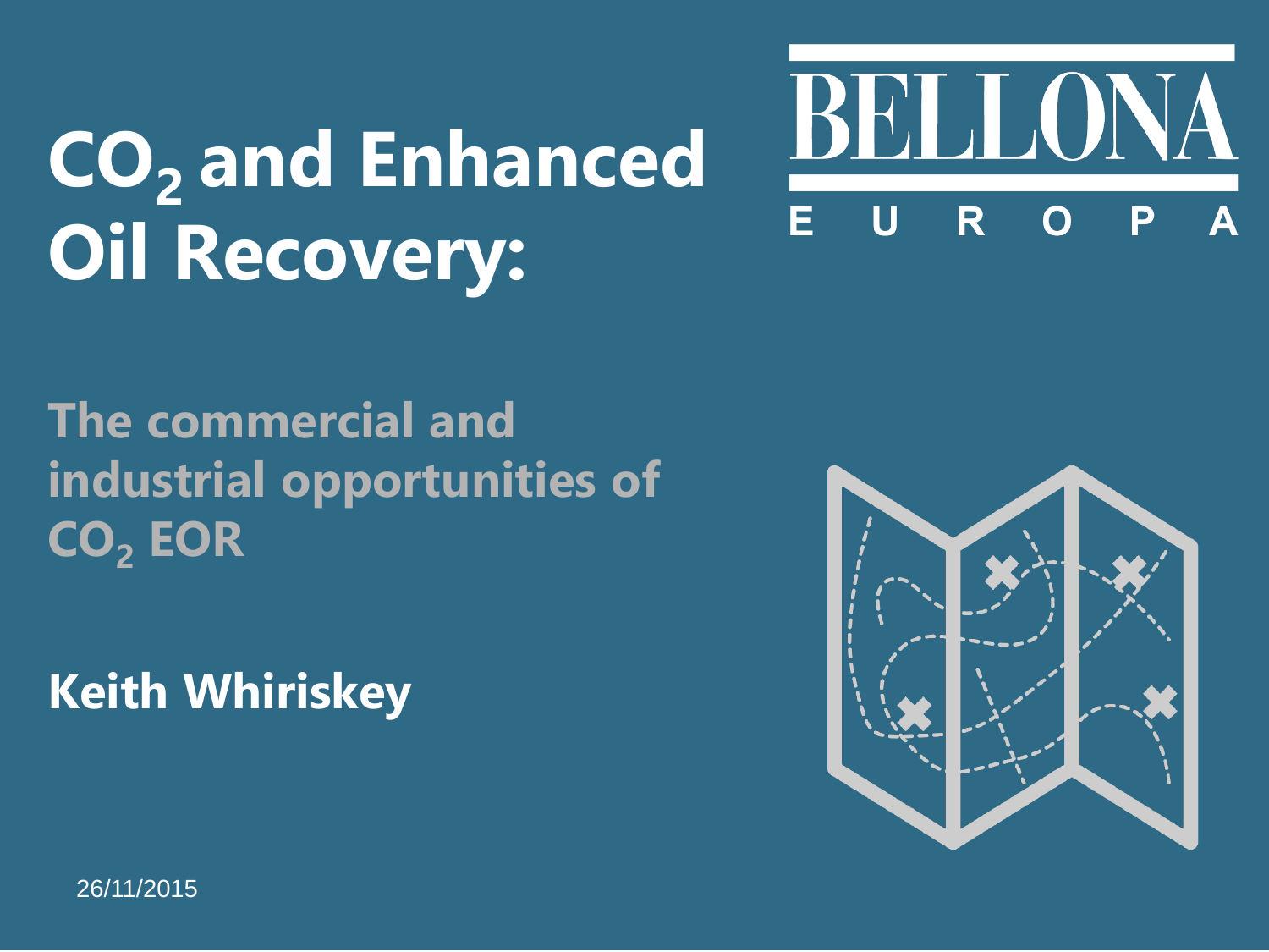# $CO_2$ and Enhanced Oil Recovery:

BELLONA EUROPA

## The commercial and industrial opportunities of $CO_2$ EOR

**Keith Whiriskey**

26/11/2015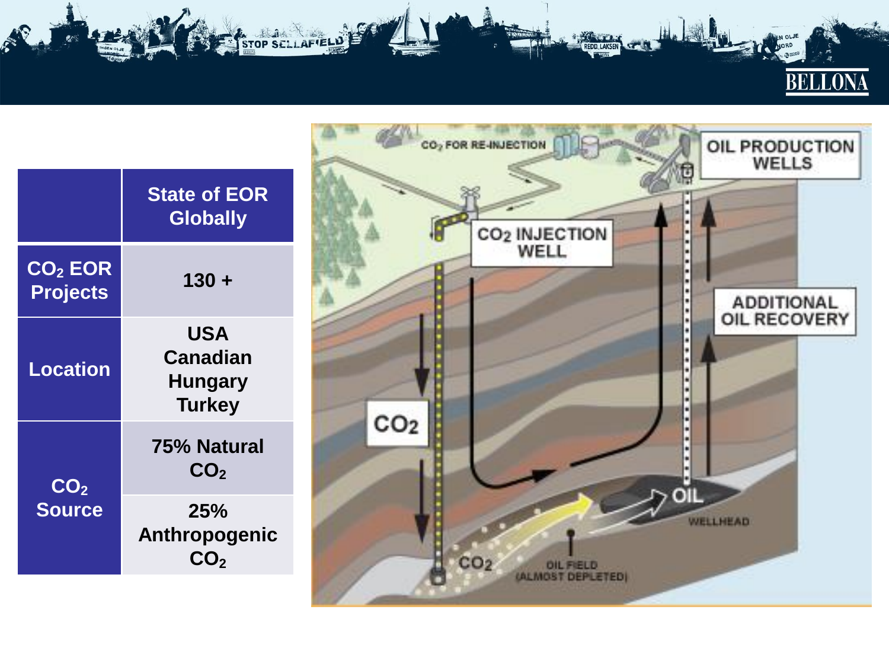| | State of EOR Globally |
|---|---|
| $CO_2$ EOR Projects | 130 + |
| Location | USA<br>Canadian<br>Hungary<br>Turkey |
| $CO_2$ Source | 75% Natural $CO_2$ |
| | 25% Anthropogenic $CO_2$ |

$CO_2$ FOR RE-INJECTION

OIL PRODUCTION WELLS

$CO_2$ INJECTION WELL

ADDITIONAL OIL RECOVERY

$CO_2$

OIL

WELLHEAD

$CO_2$

OIL FIELD (ALMOST DEPLETED)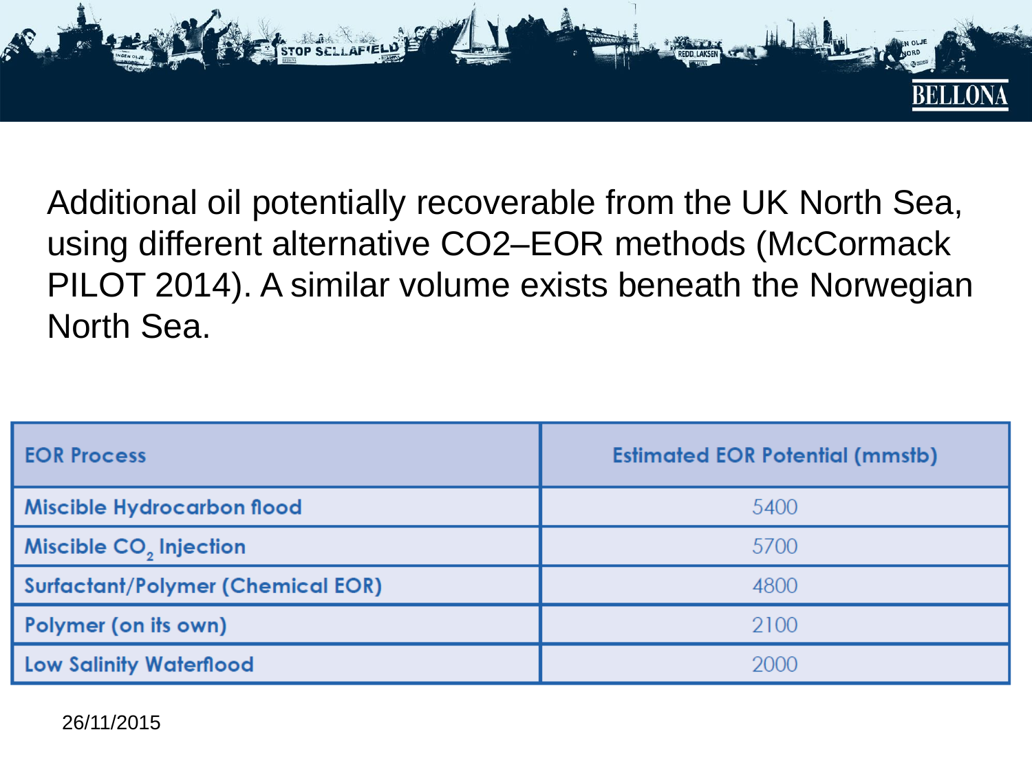Additional oil potentially recoverable from the UK North Sea, using different alternative CO2–EOR methods (McCormack PILOT 2014). A similar volume exists beneath the Norwegian North Sea.

| EOR Process | Estimated EOR Potential (mmstb) |
| --- | --- |
| Miscible Hydrocarbon flood | 5400 |
| Miscible $CO_2$ Injection | 5700 |
| Surfactant/Polymer (Chemical EOR) | 4800 |
| Polymer (on its own) | 2100 |
| Low Salinity Waterflood | 2000 |

26/11/2015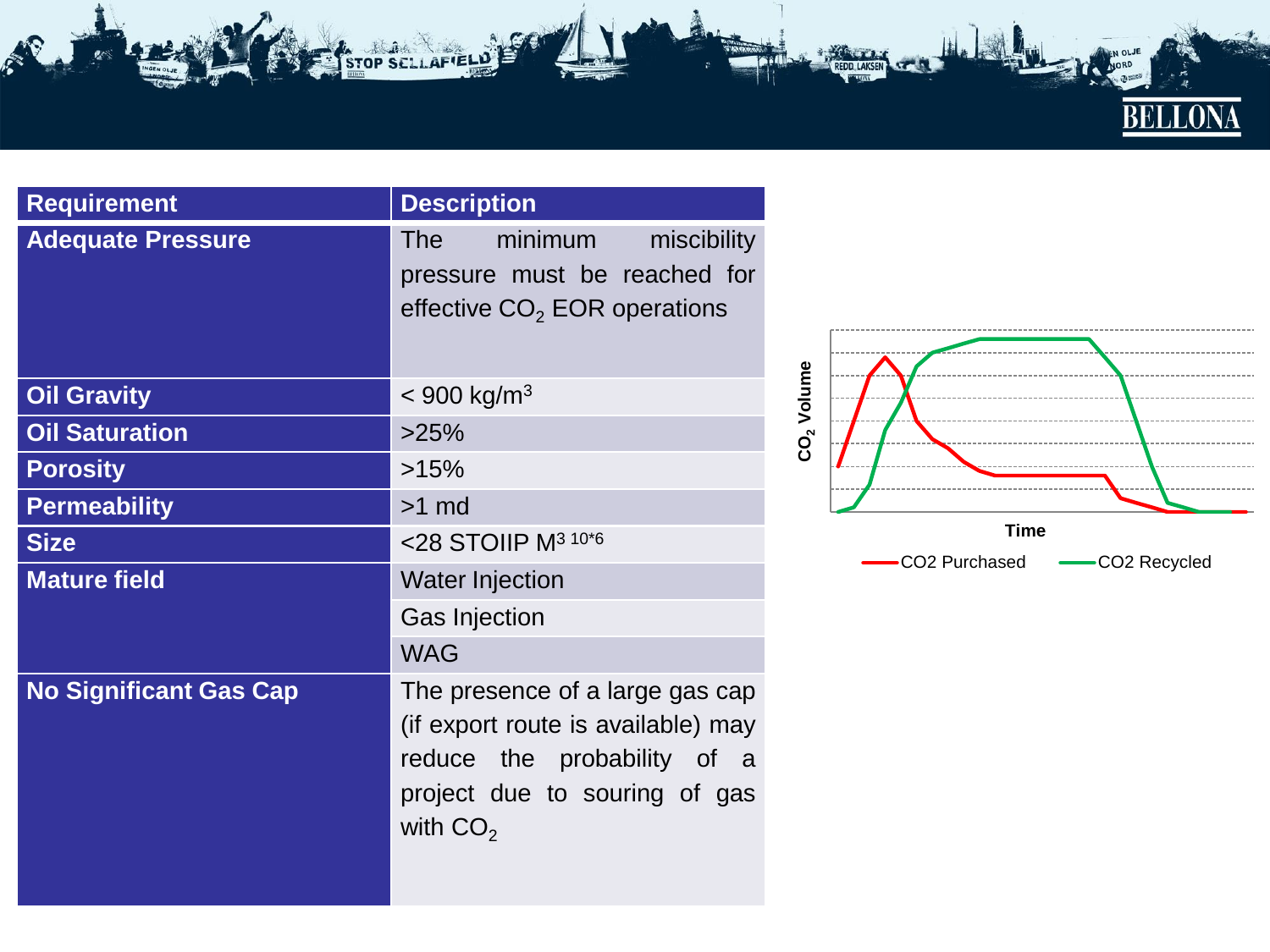| Requirement | Description |
|---|---|
| **Adequate Pressure** | The minimum miscibility pressure must be reached for effective $CO_2$ EOR operations |
| **Oil Gravity** | < 900 kg/m$^3$ |
| **Oil Saturation** | >25% |
| **Porosity** | >15% |
| **Permeability** | >1 md |
| **Size** | <28 STOIIP M$^{3\ 10*6}$ |
| **Mature field** | Water Injection |
| | Gas Injection |
| | WAG |
| **No Significant Gas Cap** | The presence of a large gas cap (if export route is available) may reduce the probability of a project due to souring of gas with $CO_2$ |

$CO_2$ Volume

Time

CO2 Purchased　CO2 Recycled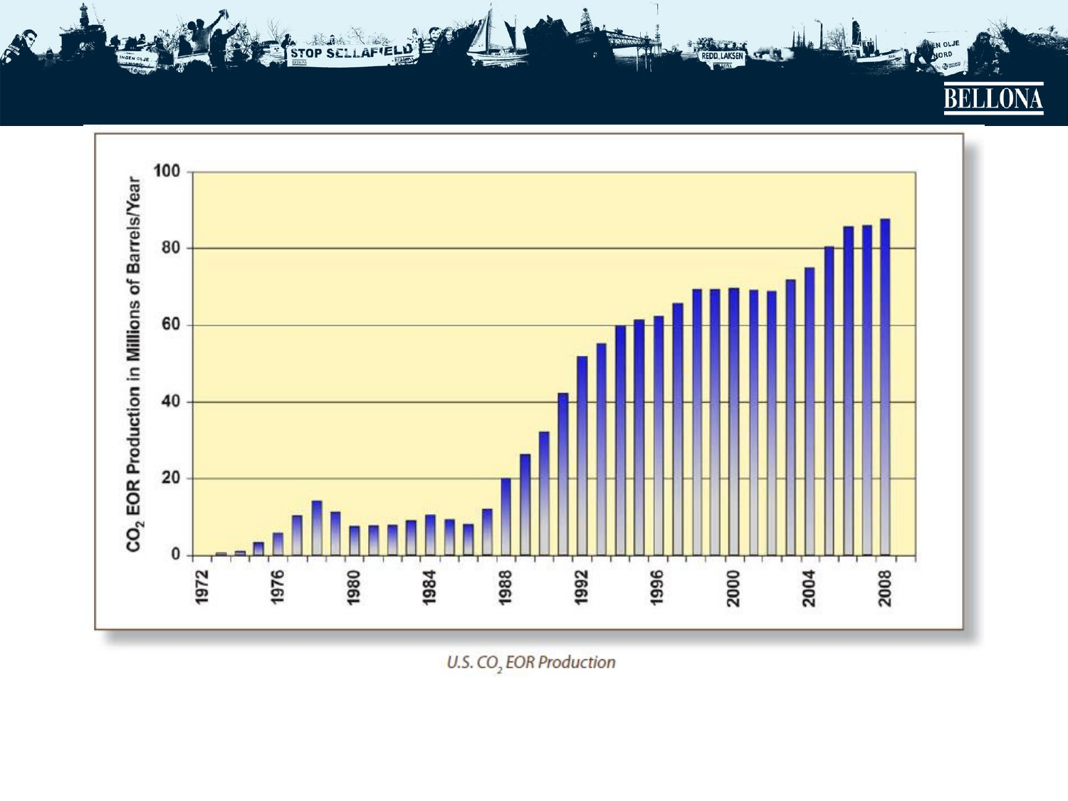U.S. $CO_2$ EOR Production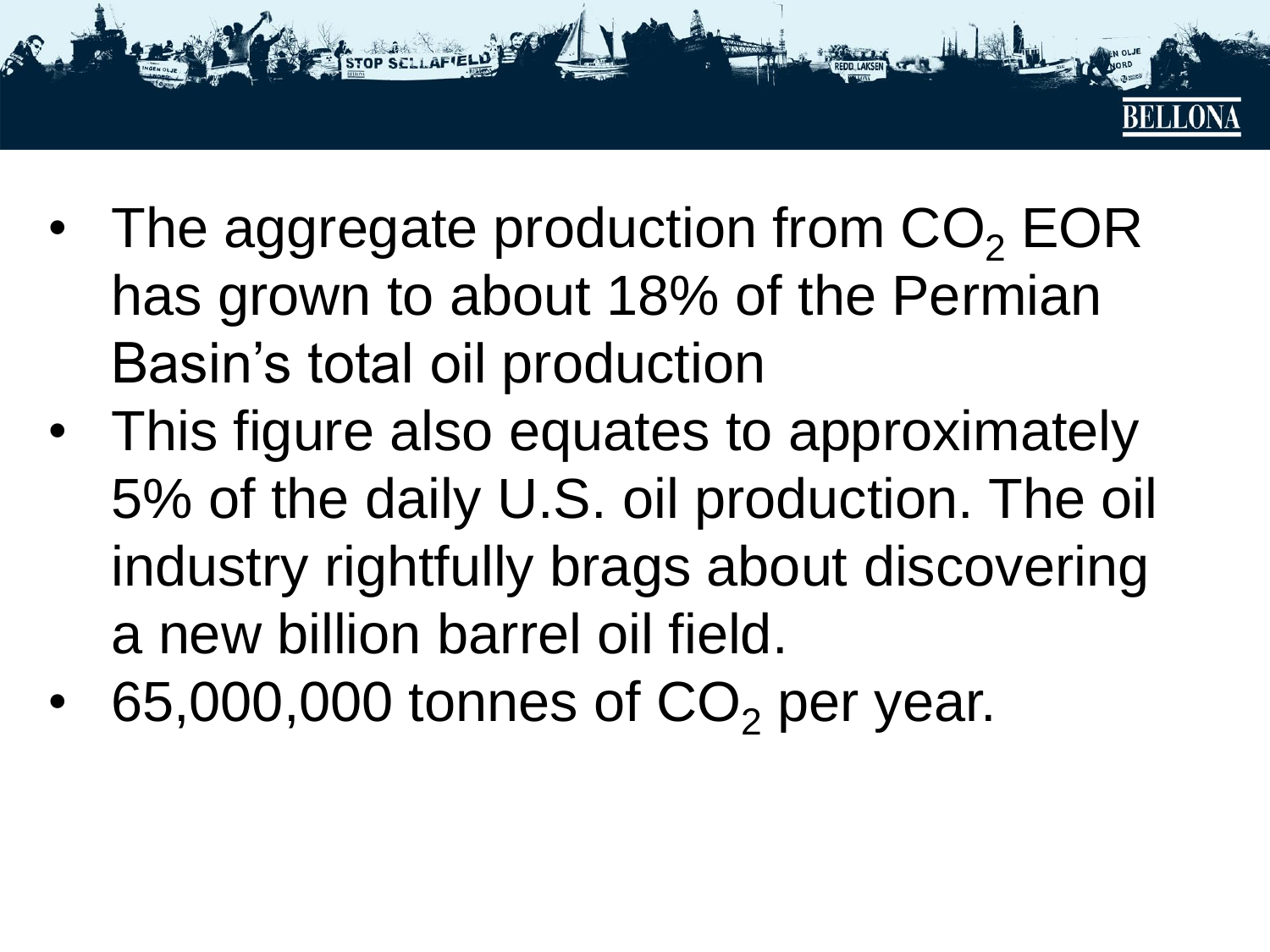- The aggregate production from $CO_2$ EOR has grown to about 18% of the Permian Basin's total oil production
- This figure also equates to approximately 5% of the daily U.S. oil production. The oil industry rightfully brags about discovering a new billion barrel oil field.
- 65,000,000 tonnes of $CO_2$ per year.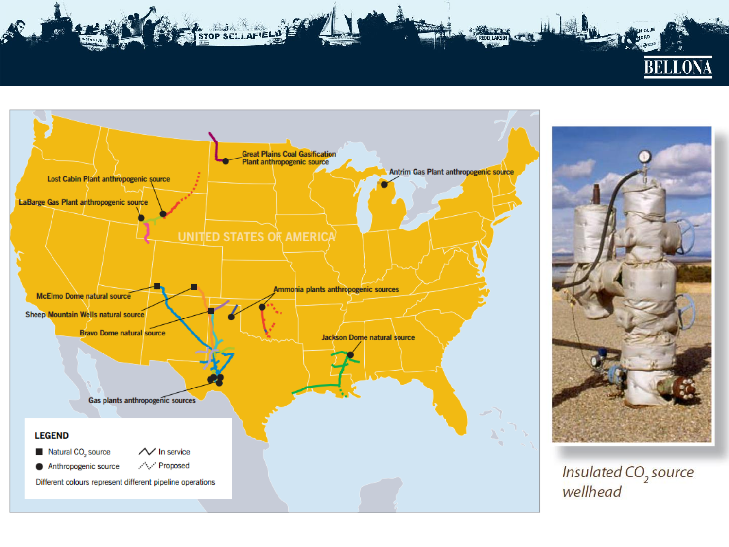UNITED STATES OF AMERICA

Great Plains Coal Gasification Plant anthropogenic source

Antrim Gas Plant anthropogenic source

Lost Cabin Plant anthropogenic source

LaBarge Gas Plant anthropogenic source

McElmo Dome natural source

Sheep Mountain Wells natural source

Bravo Dome natural source

Ammonia plants anthropogenic sources

Jackson Dome natural source

Gas plants anthropogenic sources

**LEGEND**

- ■ Natural $CO_2$ source
- ● Anthropogenic source
- In service
- Proposed

Different colours represent different pipeline operations

*Insulated $CO_2$ source wellhead*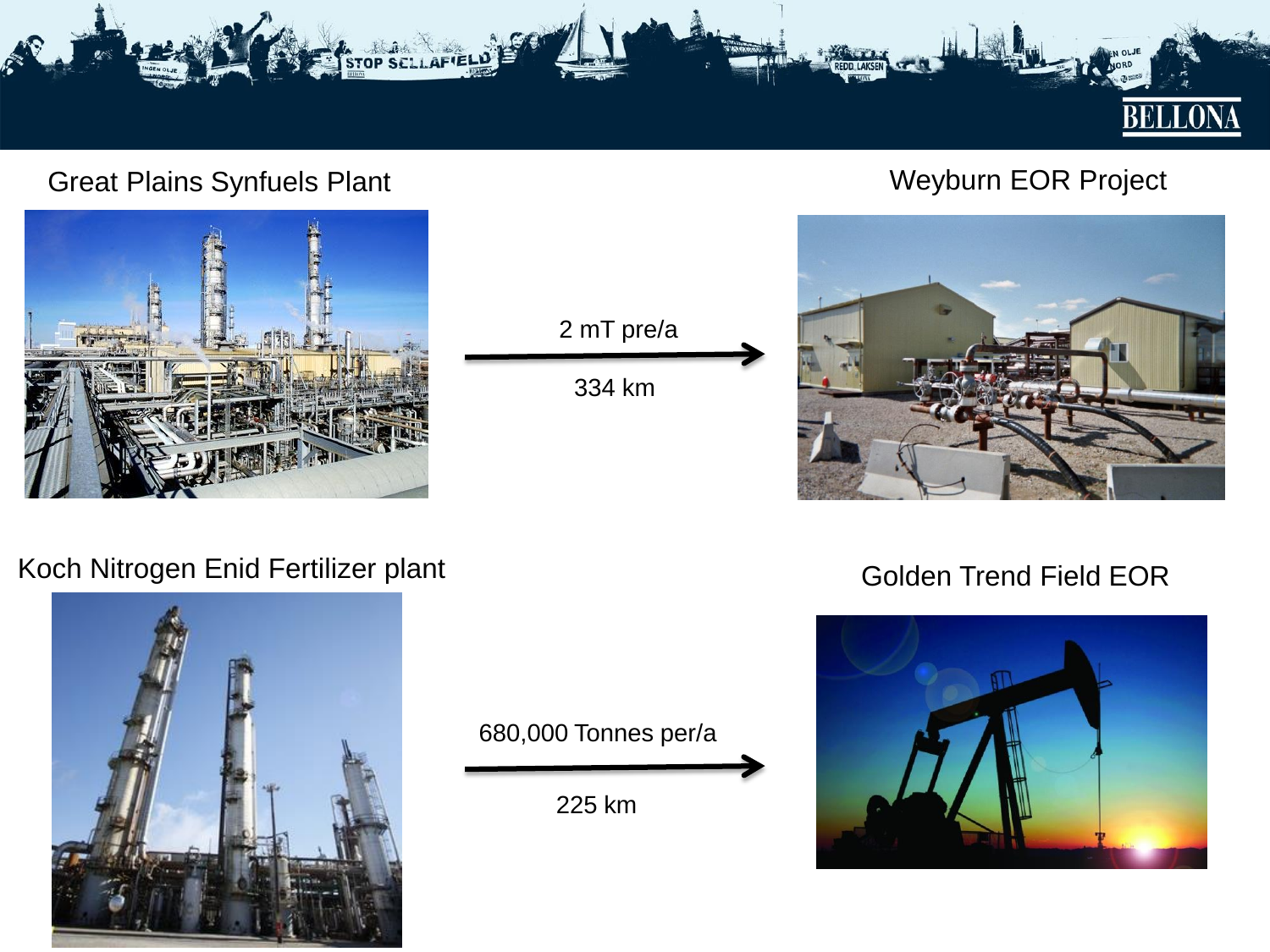Great Plains Synfuels Plant

2 mT pre/a

334 km

Weyburn EOR Project

Koch Nitrogen Enid Fertilizer plant

680,000 Tonnes per/a

225 km

Golden Trend Field EOR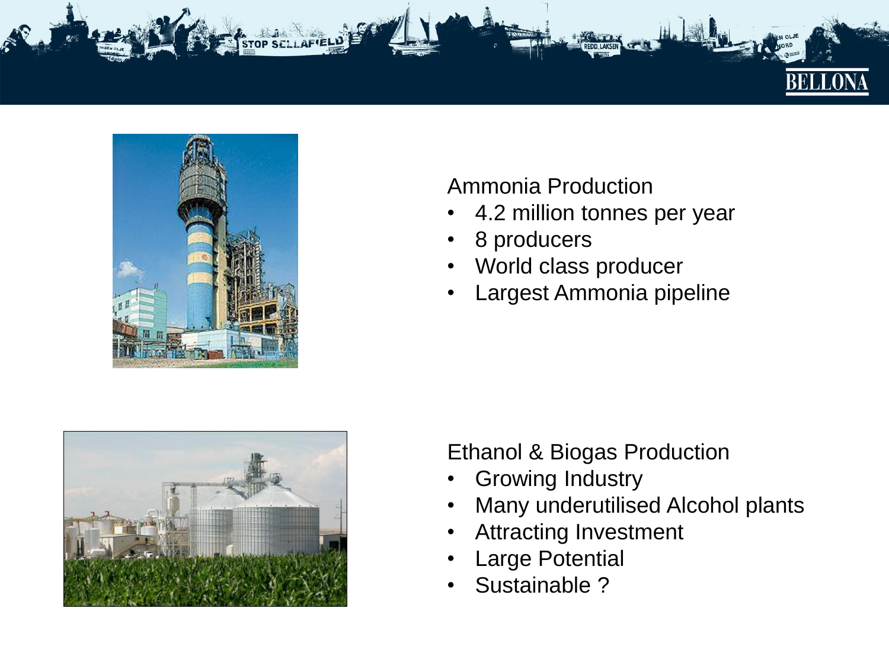Ammonia Production

- 4.2 million tonnes per year
- 8 producers
- World class producer
- Largest Ammonia pipeline

Ethanol & Biogas Production

- Growing Industry
- Many underutilised Alcohol plants
- Attracting Investment
- Large Potential
- Sustainable ?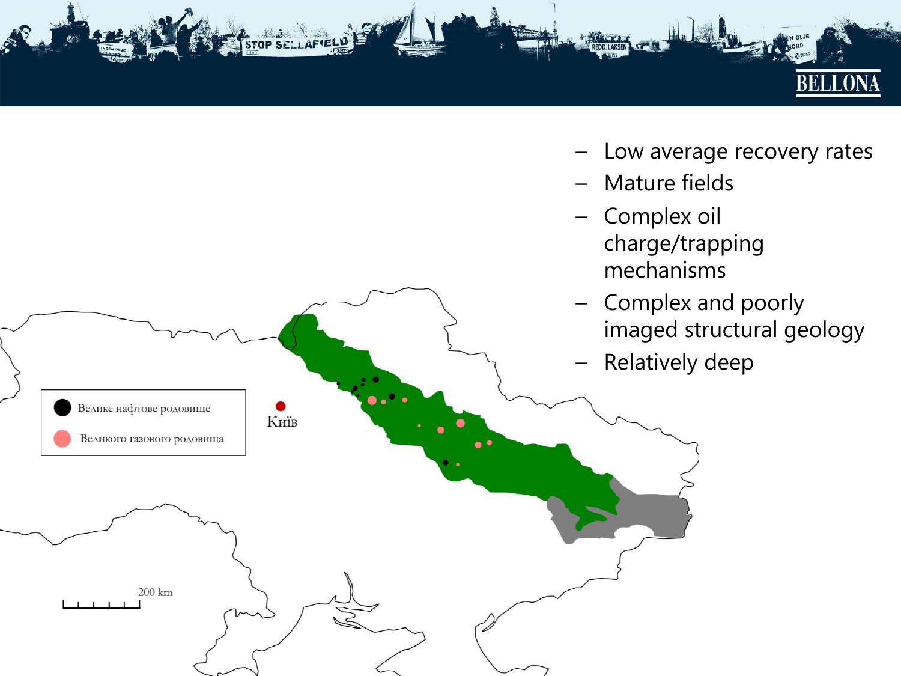- Low average recovery rates
- Mature fields
- Complex oil charge/trapping mechanisms
- Complex and poorly imaged structural geology
- Relatively deep

Велике нафтове родовище

Великого газового родовища

Київ

200 km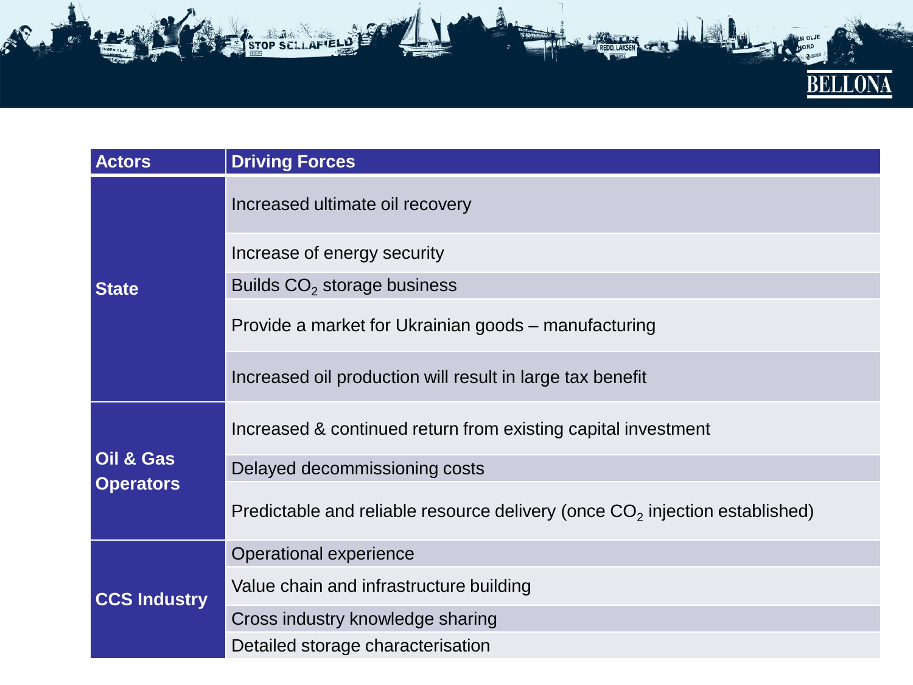| Actors | Driving Forces |
| --- | --- |
| State | Increased ultimate oil recovery |
| | Increase of energy security |
| | Builds $CO_2$ storage business |
| | Provide a market for Ukrainian goods – manufacturing |
| | Increased oil production will result in large tax benefit |
| Oil & Gas Operators | Increased & continued return from existing capital investment |
| | Delayed decommissioning costs |
| | Predictable and reliable resource delivery (once $CO_2$ injection established) |
| CCS Industry | Operational experience |
| | Value chain and infrastructure building |
| | Cross industry knowledge sharing |
| | Detailed storage characterisation |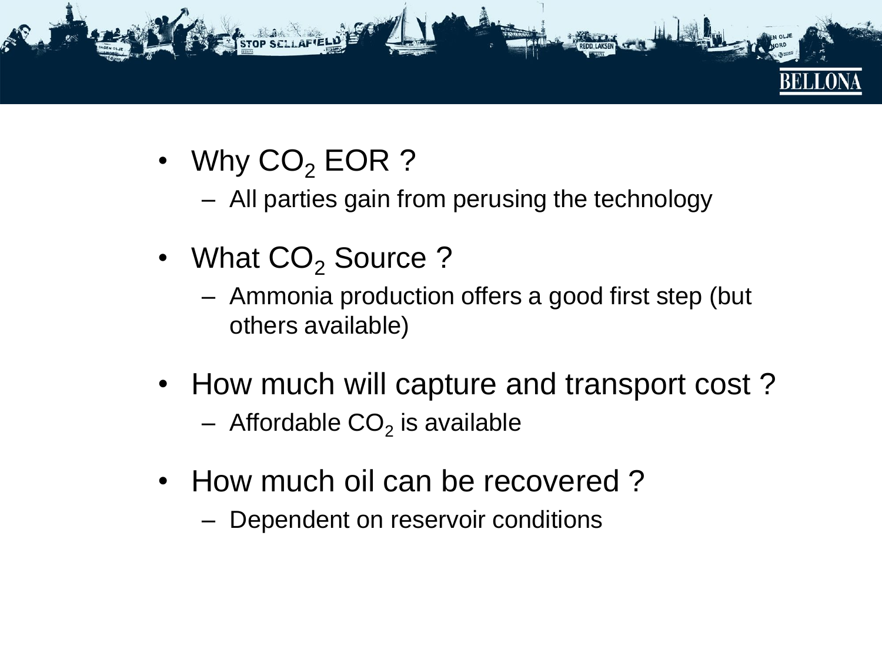- Why $CO_2$ EOR ?
  - All parties gain from perusing the technology
- What $CO_2$ Source ?
  - Ammonia production offers a good first step (but others available)
- How much will capture and transport cost ?
  - Affordable $CO_2$ is available
- How much oil can be recovered ?
  - Dependent on reservoir conditions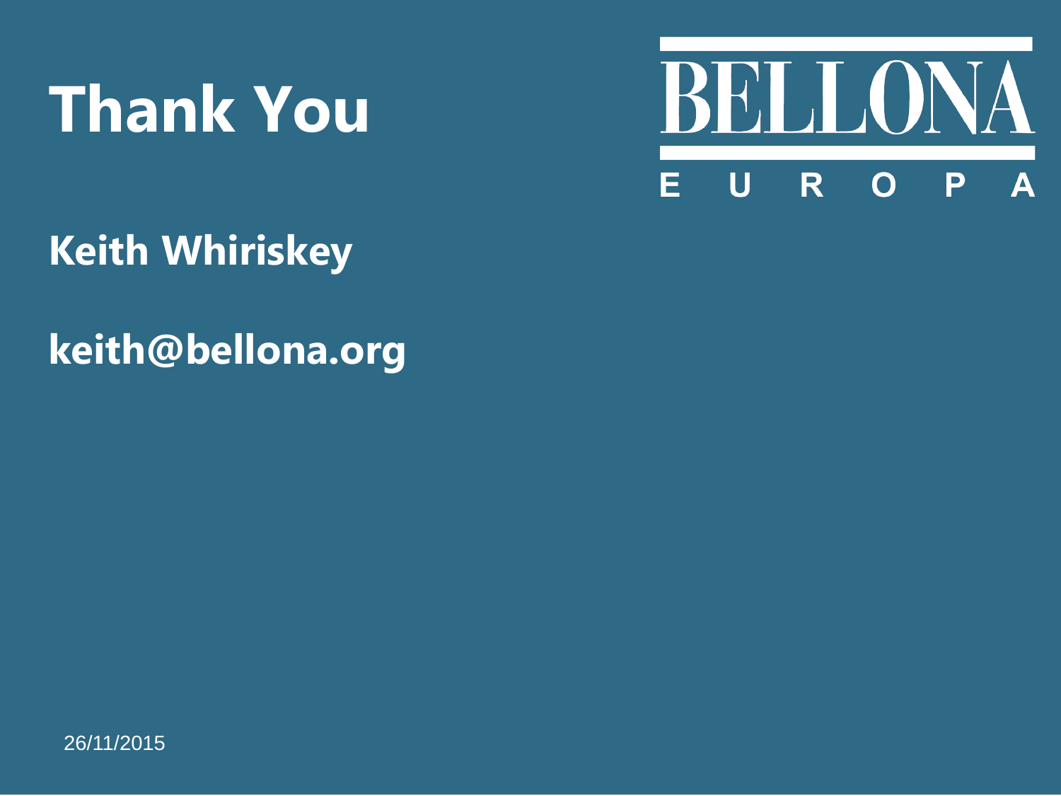# Thank You

BELLONA

E U R O P A

**Keith Whiriskey**

**keith@bellona.org**

26/11/2015